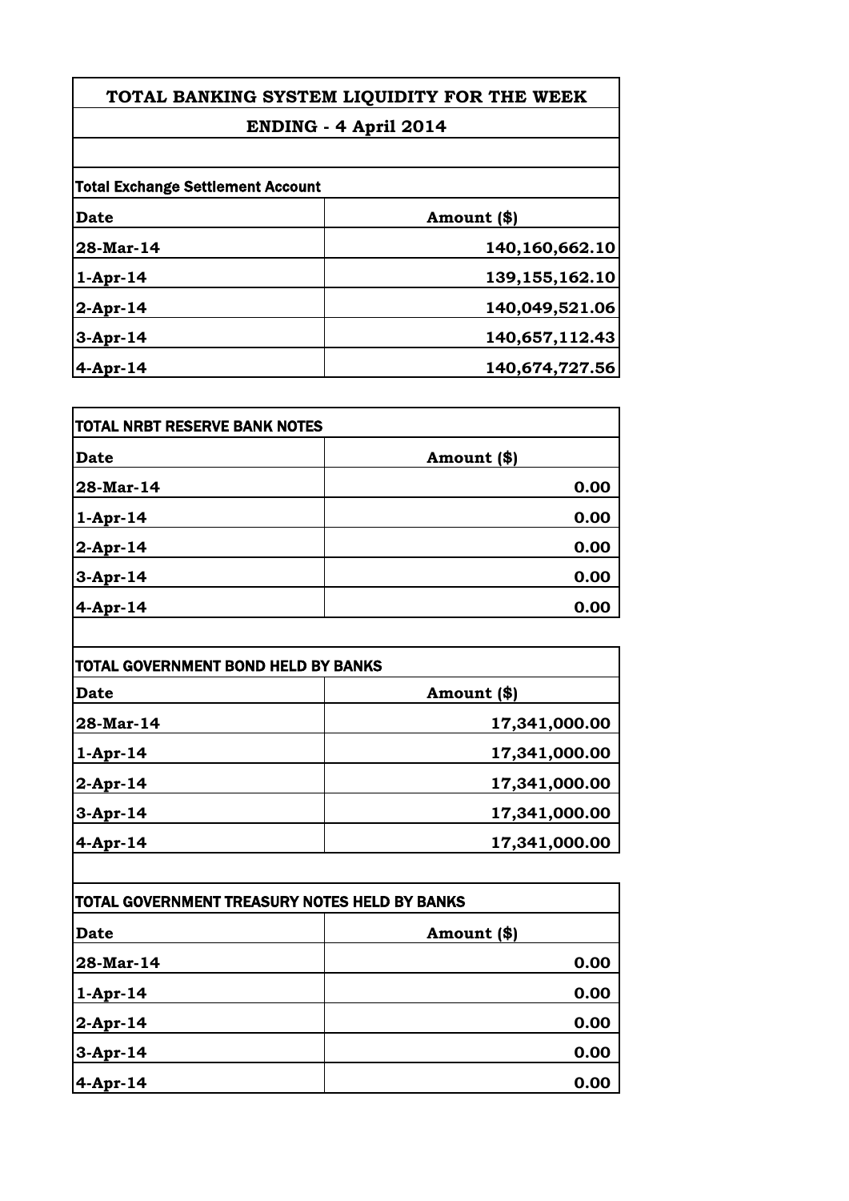# TOTAL BANKING SYSTEM LIQUIDITY FOR THE WEEK

## ENDING - 4 April 2014

**Total Exchange Settlement Account**

| Date | Amount ($) |
|---|---|
| 28-Mar-14 | 140,160,662.10 |
| 1-Apr-14 | 139,155,162.10 |
| 2-Apr-14 | 140,049,521.06 |
| 3-Apr-14 | 140,657,112.43 |
| 4-Apr-14 | 140,674,727.56 |

**TOTAL NRBT RESERVE BANK NOTES**

| Date | Amount ($) |
|---|---|
| 28-Mar-14 | 0.00 |
| 1-Apr-14 | 0.00 |
| 2-Apr-14 | 0.00 |
| 3-Apr-14 | 0.00 |
| 4-Apr-14 | 0.00 |

**TOTAL GOVERNMENT BOND HELD BY BANKS**

| Date | Amount ($) |
|---|---|
| 28-Mar-14 | 17,341,000.00 |
| 1-Apr-14 | 17,341,000.00 |
| 2-Apr-14 | 17,341,000.00 |
| 3-Apr-14 | 17,341,000.00 |
| 4-Apr-14 | 17,341,000.00 |

**TOTAL GOVERNMENT TREASURY NOTES HELD BY BANKS**

| Date | Amount ($) |
|---|---|
| 28-Mar-14 | 0.00 |
| 1-Apr-14 | 0.00 |
| 2-Apr-14 | 0.00 |
| 3-Apr-14 | 0.00 |
| 4-Apr-14 | 0.00 |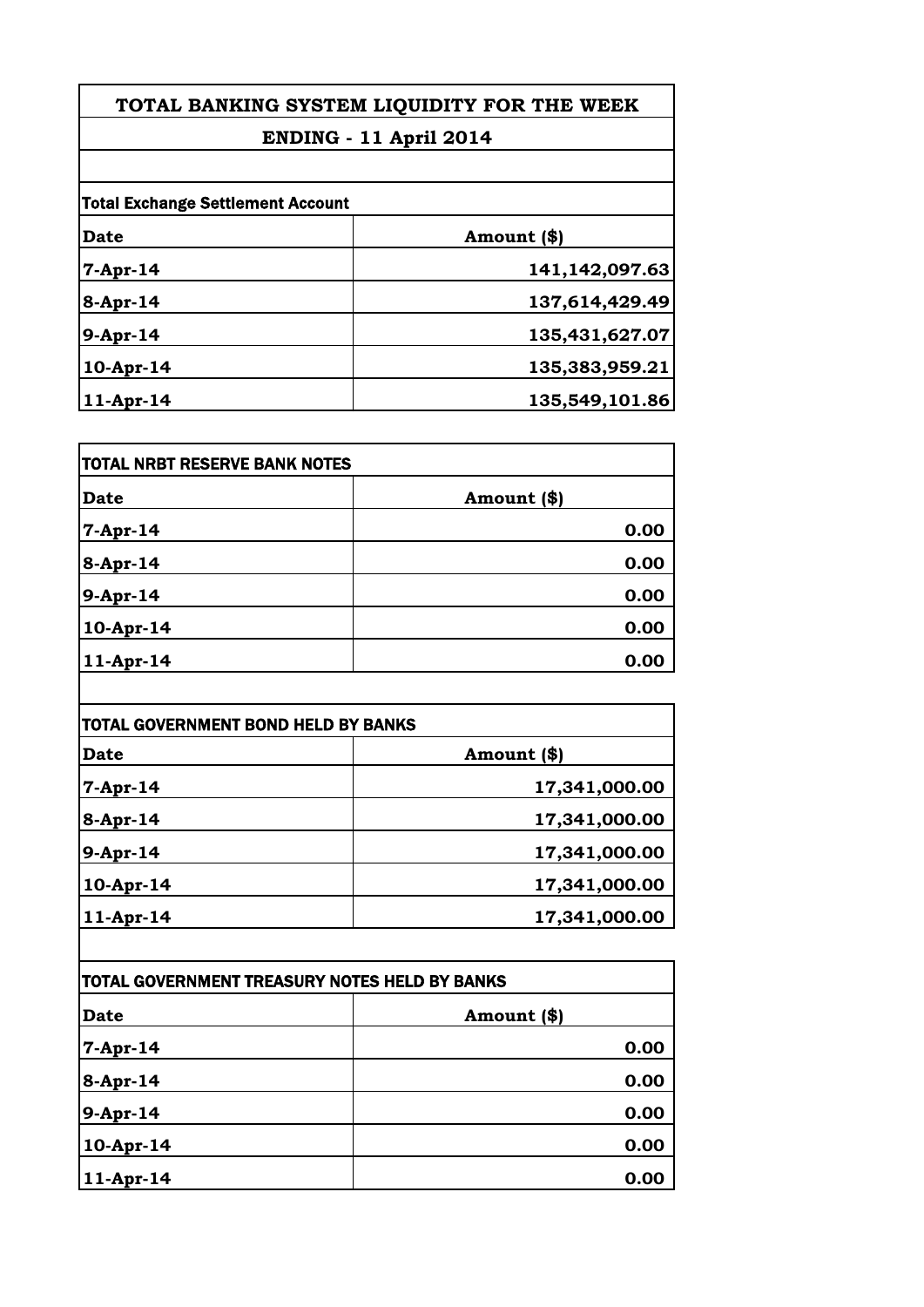# TOTAL BANKING SYSTEM LIQUIDITY FOR THE WEEK

## ENDING - 11 April 2014

**Total Exchange Settlement Account**

| Date | Amount ($) |
|---|---|
| 7-Apr-14 | 141,142,097.63 |
| 8-Apr-14 | 137,614,429.49 |
| 9-Apr-14 | 135,431,627.07 |
| 10-Apr-14 | 135,383,959.21 |
| 11-Apr-14 | 135,549,101.86 |

**TOTAL NRBT RESERVE BANK NOTES**

| Date | Amount ($) |
|---|---|
| 7-Apr-14 | 0.00 |
| 8-Apr-14 | 0.00 |
| 9-Apr-14 | 0.00 |
| 10-Apr-14 | 0.00 |
| 11-Apr-14 | 0.00 |

**TOTAL GOVERNMENT BOND HELD BY BANKS**

| Date | Amount ($) |
|---|---|
| 7-Apr-14 | 17,341,000.00 |
| 8-Apr-14 | 17,341,000.00 |
| 9-Apr-14 | 17,341,000.00 |
| 10-Apr-14 | 17,341,000.00 |
| 11-Apr-14 | 17,341,000.00 |

**TOTAL GOVERNMENT TREASURY NOTES HELD BY BANKS**

| Date | Amount ($) |
|---|---|
| 7-Apr-14 | 0.00 |
| 8-Apr-14 | 0.00 |
| 9-Apr-14 | 0.00 |
| 10-Apr-14 | 0.00 |
| 11-Apr-14 | 0.00 |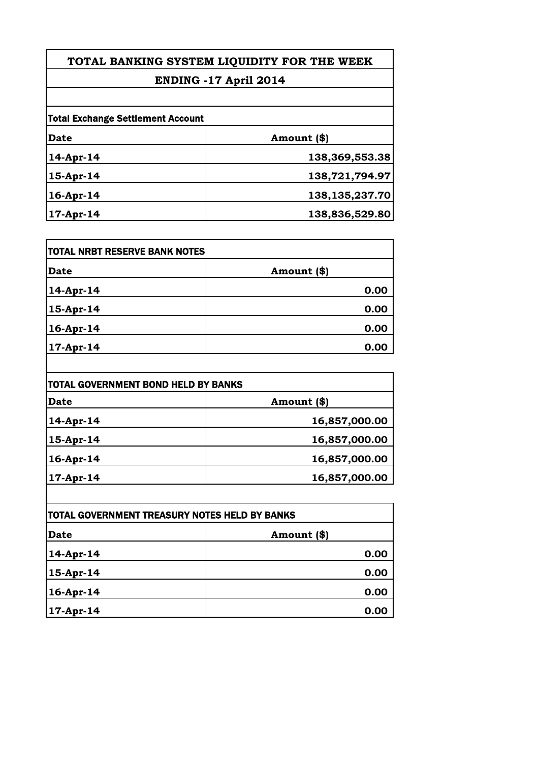# TOTAL BANKING SYSTEM LIQUIDITY FOR THE WEEK

## ENDING -17 April 2014

**Total Exchange Settlement Account**

| Date | Amount ($) |
|---|---|
| 14-Apr-14 | 138,369,553.38 |
| 15-Apr-14 | 138,721,794.97 |
| 16-Apr-14 | 138,135,237.70 |
| 17-Apr-14 | 138,836,529.80 |

**TOTAL NRBT RESERVE BANK NOTES**

| Date | Amount ($) |
|---|---|
| 14-Apr-14 | 0.00 |
| 15-Apr-14 | 0.00 |
| 16-Apr-14 | 0.00 |
| 17-Apr-14 | 0.00 |

**TOTAL GOVERNMENT BOND HELD BY BANKS**

| Date | Amount ($) |
|---|---|
| 14-Apr-14 | 16,857,000.00 |
| 15-Apr-14 | 16,857,000.00 |
| 16-Apr-14 | 16,857,000.00 |
| 17-Apr-14 | 16,857,000.00 |

**TOTAL GOVERNMENT TREASURY NOTES HELD BY BANKS**

| Date | Amount ($) |
|---|---|
| 14-Apr-14 | 0.00 |
| 15-Apr-14 | 0.00 |
| 16-Apr-14 | 0.00 |
| 17-Apr-14 | 0.00 |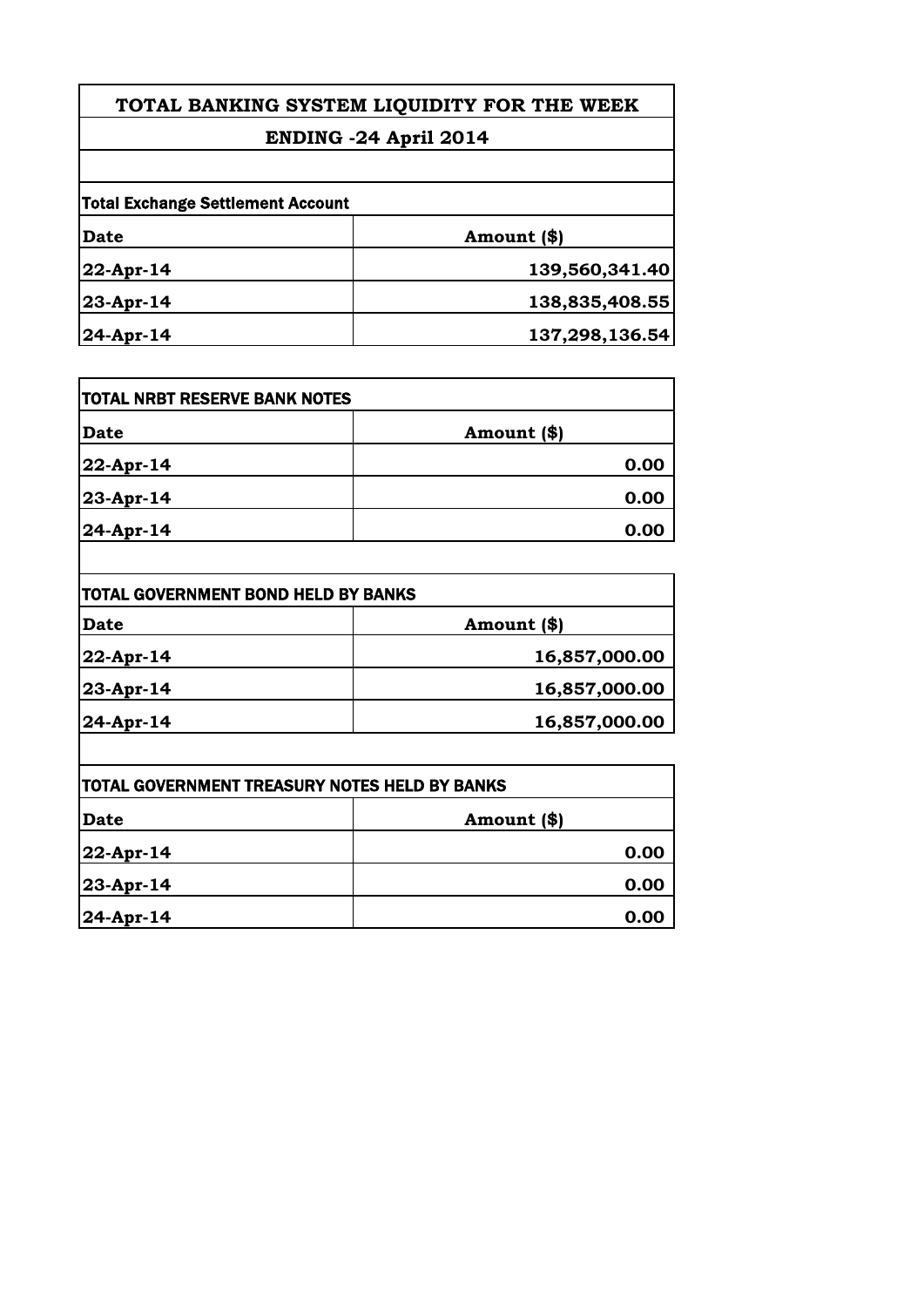# TOTAL BANKING SYSTEM LIQUIDITY FOR THE WEEK

## ENDING -24 April 2014

**Total Exchange Settlement Account**

| Date | Amount ($) |
|---|---|
| 22-Apr-14 | 139,560,341.40 |
| 23-Apr-14 | 138,835,408.55 |
| 24-Apr-14 | 137,298,136.54 |

**TOTAL NRBT RESERVE BANK NOTES**

| Date | Amount ($) |
|---|---|
| 22-Apr-14 | 0.00 |
| 23-Apr-14 | 0.00 |
| 24-Apr-14 | 0.00 |

**TOTAL GOVERNMENT BOND HELD BY BANKS**

| Date | Amount ($) |
|---|---|
| 22-Apr-14 | 16,857,000.00 |
| 23-Apr-14 | 16,857,000.00 |
| 24-Apr-14 | 16,857,000.00 |

**TOTAL GOVERNMENT TREASURY NOTES HELD BY BANKS**

| Date | Amount ($) |
|---|---|
| 22-Apr-14 | 0.00 |
| 23-Apr-14 | 0.00 |
| 24-Apr-14 | 0.00 |